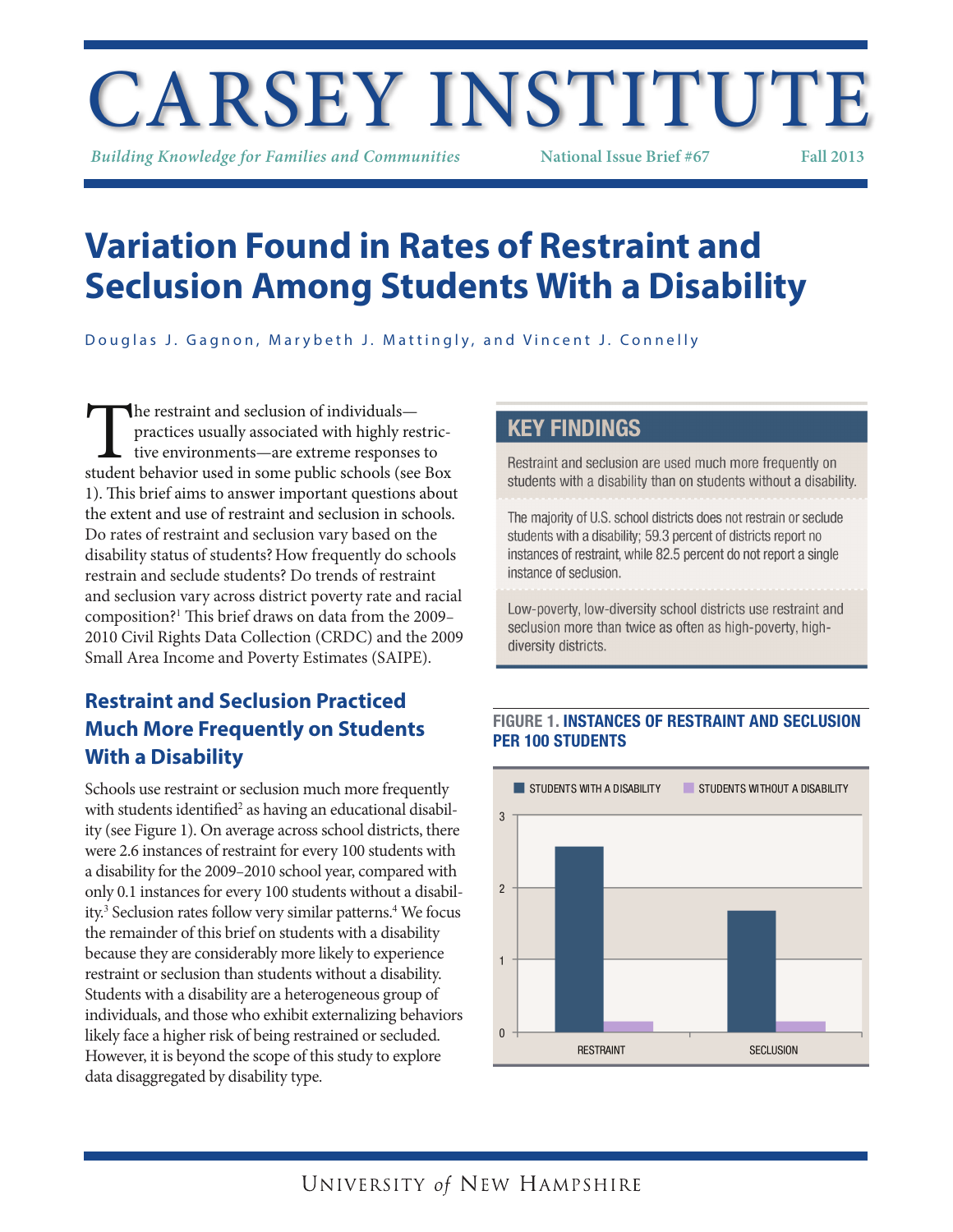# CARSEY INSTITUTE

*Building Knowledge for Families and Communities* National Issue Brief #67 Fall 2013

# Variation Found in Rates of Restraint and Seclusion Among Students With a Disability

Douglas J. Gagnon, Marybeth J. Mattingly, and Vincent J. Connelly

The restraint and seclusion of individuals—practices usually associated with highly restrictive environments—are extreme responses to student behavior used in some public schools (see Box 1). This brief aims to answer important questions about the extent and use of restraint and seclusion in schools. Do rates of restraint and seclusion vary based on the disability status of students? How frequently do schools restrain and seclude students? Do trends of restraint and seclusion vary across district poverty rate and racial composition?[1] This brief draws on data from the 2009–2010 Civil Rights Data Collection (CRDC) and the 2009 Small Area Income and Poverty Estimates (SAIPE).

## KEY FINDINGS

Restraint and seclusion are used much more frequently on students with a disability than on students without a disability.

The majority of U.S. school districts does not restrain or seclude students with a disability; 59.3 percent of districts report no instances of restraint, while 82.5 percent do not report a single instance of seclusion.

Low-poverty, low-diversity school districts use restraint and seclusion more than twice as often as high-poverty, high-diversity districts.

## Restraint and Seclusion Practiced Much More Frequently on Students With a Disability

Schools use restraint or seclusion much more frequently with students identified[2] as having an educational disability (see Figure 1). On average across school districts, there were 2.6 instances of restraint for every 100 students with a disability for the 2009–2010 school year, compared with only 0.1 instances for every 100 students without a disability.[3] Seclusion rates follow very similar patterns.[4] We focus the remainder of this brief on students with a disability because they are considerably more likely to experience restraint or seclusion than students without a disability. Students with a disability are a heterogeneous group of individuals, and those who exhibit externalizing behaviors likely face a higher risk of being restrained or secluded. However, it is beyond the scope of this study to explore data disaggregated by disability type.

**FIGURE 1. INSTANCES OF RESTRAINT AND SECLUSION PER 100 STUDENTS**

STUDENTS WITH A DISABILITY | STUDENTS WITHOUT A DISABILITY

RESTRAINT | SECLUSION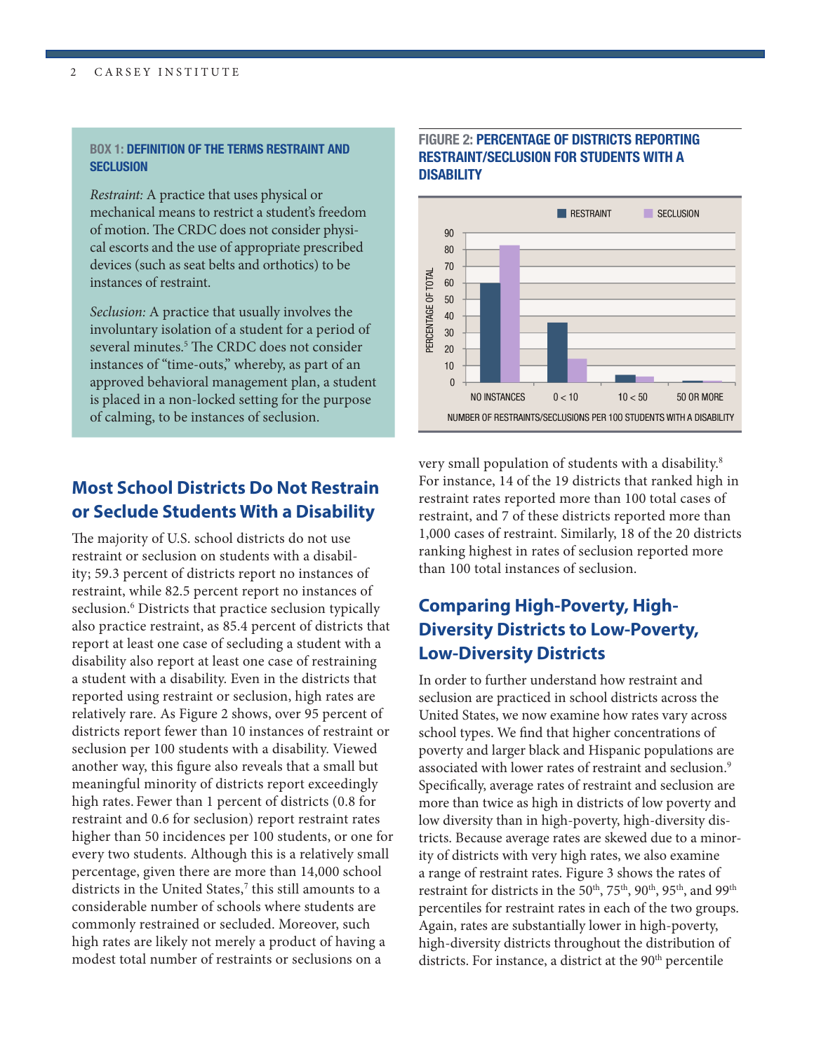**BOX 1: DEFINITION OF THE TERMS RESTRAINT AND SECLUSION**

*Restraint:* A practice that uses physical or mechanical means to restrict a student's freedom of motion. The CRDC does not consider physical escorts and the use of appropriate prescribed devices (such as seat belts and orthotics) to be instances of restraint.

*Seclusion:* A practice that usually involves the involuntary isolation of a student for a period of several minutes.[5] The CRDC does not consider instances of "time-outs," whereby, as part of an approved behavioral management plan, a student is placed in a non-locked setting for the purpose of calming, to be instances of seclusion.

## Most School Districts Do Not Restrain or Seclude Students With a Disability

The majority of U.S. school districts do not use restraint or seclusion on students with a disability; 59.3 percent of districts report no instances of restraint, while 82.5 percent report no instances of seclusion.[6] Districts that practice seclusion typically also practice restraint, as 85.4 percent of districts that report at least one case of secluding a student with a disability also report at least one case of restraining a student with a disability. Even in the districts that reported using restraint or seclusion, high rates are relatively rare. As Figure 2 shows, over 95 percent of districts report fewer than 10 instances of restraint or seclusion per 100 students with a disability. Viewed another way, this figure also reveals that a small but meaningful minority of districts report exceedingly high rates. Fewer than 1 percent of districts (0.8 for restraint and 0.6 for seclusion) report restraint rates higher than 50 incidences per 100 students, or one for every two students. Although this is a relatively small percentage, given there are more than 14,000 school districts in the United States,[7] this still amounts to a considerable number of schools where students are commonly restrained or secluded. Moreover, such high rates are likely not merely a product of having a modest total number of restraints or seclusions on a very small population of students with a disability.[8] For instance, 14 of the 19 districts that ranked high in restraint rates reported more than 100 total cases of restraint, and 7 of these districts reported more than 1,000 cases of restraint. Similarly, 18 of the 20 districts ranking highest in rates of seclusion reported more than 100 total instances of seclusion.

**FIGURE 2: PERCENTAGE OF DISTRICTS REPORTING RESTRAINT/SECLUSION FOR STUDENTS WITH A DISABILITY**

| Number of restraints/seclusions per 100 students with a disability | Restraint | Seclusion |
|---|---|---|
| No instances | ~60 | ~82 |
| 0 < 10 | ~36 | ~14 |
| 10 < 50 | ~4 | ~3 |
| 50 or more | ~1 | ~1 |

## Comparing High-Poverty, High-Diversity Districts to Low-Poverty, Low-Diversity Districts

In order to further understand how restraint and seclusion are practiced in school districts across the United States, we now examine how rates vary across school types. We find that higher concentrations of poverty and larger black and Hispanic populations are associated with lower rates of restraint and seclusion.[9] Specifically, average rates of restraint and seclusion are more than twice as high in districts of low poverty and low diversity than in high-poverty, high-diversity districts. Because average rates are skewed due to a minority of districts with very high rates, we also examine a range of restraint rates. Figure 3 shows the rates of restraint for districts in the 50th, 75th, 90th, 95th, and 99th percentiles for restraint rates in each of the two groups. Again, rates are substantially lower in high-poverty, high-diversity districts throughout the distribution of districts. For instance, a district at the 90th percentile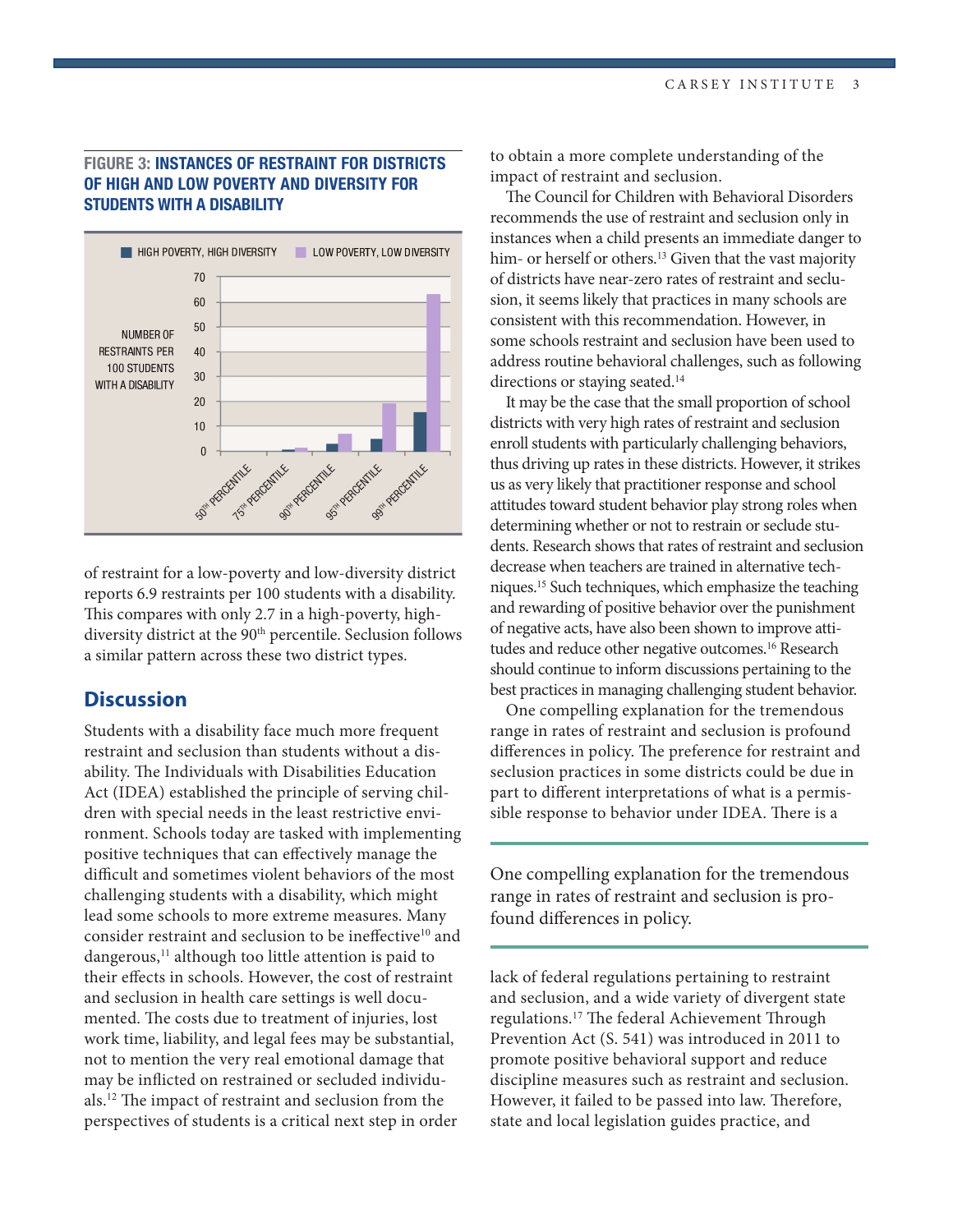**FIGURE 3: INSTANCES OF RESTRAINT FOR DISTRICTS OF HIGH AND LOW POVERTY AND DIVERSITY FOR STUDENTS WITH A DISABILITY**

of restraint for a low-poverty and low-diversity district reports 6.9 restraints per 100 students with a disability. This compares with only 2.7 in a high-poverty, high-diversity district at the 90th percentile. Seclusion follows a similar pattern across these two district types.

## Discussion

Students with a disability face much more frequent restraint and seclusion than students without a disability. The Individuals with Disabilities Education Act (IDEA) established the principle of serving children with special needs in the least restrictive environment. Schools today are tasked with implementing positive techniques that can effectively manage the difficult and sometimes violent behaviors of the most challenging students with a disability, which might lead some schools to more extreme measures. Many consider restraint and seclusion to be ineffective[10] and dangerous,[11] although too little attention is paid to their effects in schools. However, the cost of restraint and seclusion in health care settings is well documented. The costs due to treatment of injuries, lost work time, liability, and legal fees may be substantial, not to mention the very real emotional damage that may be inflicted on restrained or secluded individuals.[12] The impact of restraint and seclusion from the perspectives of students is a critical next step in order to obtain a more complete understanding of the impact of restraint and seclusion.

The Council for Children with Behavioral Disorders recommends the use of restraint and seclusion only in instances when a child presents an immediate danger to him- or herself or others.[13] Given that the vast majority of districts have near-zero rates of restraint and seclusion, it seems likely that practices in many schools are consistent with this recommendation. However, in some schools restraint and seclusion have been used to address routine behavioral challenges, such as following directions or staying seated.[14]

It may be the case that the small proportion of school districts with very high rates of restraint and seclusion enroll students with particularly challenging behaviors, thus driving up rates in these districts. However, it strikes us as very likely that practitioner response and school attitudes toward student behavior play strong roles when determining whether or not to restrain or seclude students. Research shows that rates of restraint and seclusion decrease when teachers are trained in alternative techniques.[15] Such techniques, which emphasize the teaching and rewarding of positive behavior over the punishment of negative acts, have also been shown to improve attitudes and reduce other negative outcomes.[16] Research should continue to inform discussions pertaining to the best practices in managing challenging student behavior.

One compelling explanation for the tremendous range in rates of restraint and seclusion is profound differences in policy. The preference for restraint and seclusion practices in some districts could be due in part to different interpretations of what is a permissible response to behavior under IDEA. There is a lack of federal regulations pertaining to restraint and seclusion, and a wide variety of divergent state regulations.[17] The federal Achievement Through Prevention Act (S. 541) was introduced in 2011 to promote positive behavioral support and reduce discipline measures such as restraint and seclusion. However, it failed to be passed into law. Therefore, state and local legislation guides practice, and

> One compelling explanation for the tremendous range in rates of restraint and seclusion is profound differences in policy.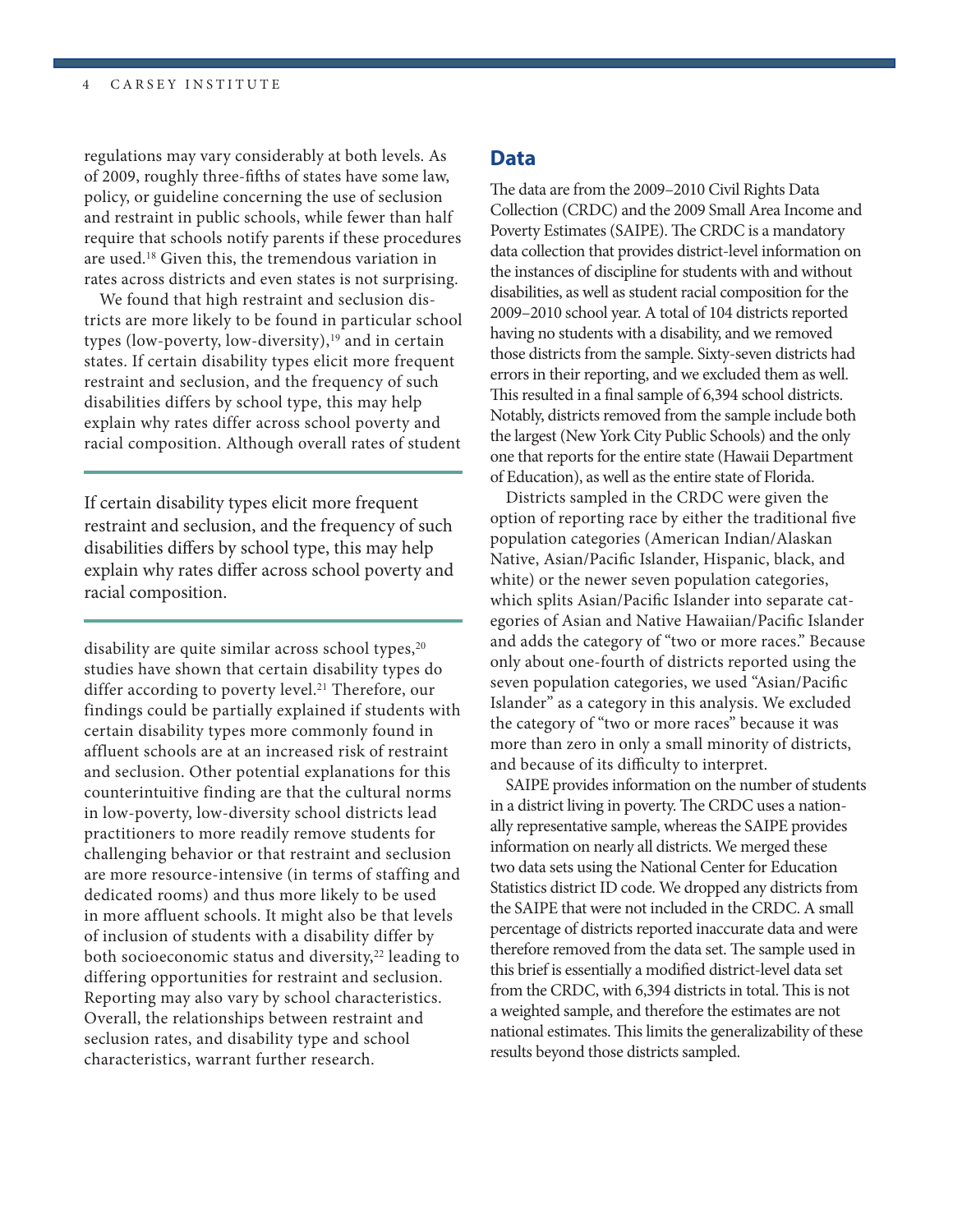regulations may vary considerably at both levels. As of 2009, roughly three-fifths of states have some law, policy, or guideline concerning the use of seclusion and restraint in public schools, while fewer than half require that schools notify parents if these procedures are used.[18] Given this, the tremendous variation in rates across districts and even states is not surprising.

We found that high restraint and seclusion districts are more likely to be found in particular school types (low-poverty, low-diversity),[19] and in certain states. If certain disability types elicit more frequent restraint and seclusion, and the frequency of such disabilities differs by school type, this may help explain why rates differ across school poverty and racial composition. Although overall rates of student disability are quite similar across school types,[20] studies have shown that certain disability types do differ according to poverty level.[21] Therefore, our findings could be partially explained if students with certain disability types more commonly found in affluent schools are at an increased risk of restraint and seclusion. Other potential explanations for this counterintuitive finding are that the cultural norms in low-poverty, low-diversity school districts lead practitioners to more readily remove students for challenging behavior or that restraint and seclusion are more resource-intensive (in terms of staffing and dedicated rooms) and thus more likely to be used in more affluent schools. It might also be that levels of inclusion of students with a disability differ by both socioeconomic status and diversity,[22] leading to differing opportunities for restraint and seclusion. Reporting may also vary by school characteristics. Overall, the relationships between restraint and seclusion rates, and disability type and school characteristics, warrant further research.

> If certain disability types elicit more frequent restraint and seclusion, and the frequency of such disabilities differs by school type, this may help explain why rates differ across school poverty and racial composition.

## Data

The data are from the 2009–2010 Civil Rights Data Collection (CRDC) and the 2009 Small Area Income and Poverty Estimates (SAIPE). The CRDC is a mandatory data collection that provides district-level information on the instances of discipline for students with and without disabilities, as well as student racial composition for the 2009–2010 school year. A total of 104 districts reported having no students with a disability, and we removed those districts from the sample. Sixty-seven districts had errors in their reporting, and we excluded them as well. This resulted in a final sample of 6,394 school districts. Notably, districts removed from the sample include both the largest (New York City Public Schools) and the only one that reports for the entire state (Hawaii Department of Education), as well as the entire state of Florida.

Districts sampled in the CRDC were given the option of reporting race by either the traditional five population categories (American Indian/Alaskan Native, Asian/Pacific Islander, Hispanic, black, and white) or the newer seven population categories, which splits Asian/Pacific Islander into separate categories of Asian and Native Hawaiian/Pacific Islander and adds the category of "two or more races." Because only about one-fourth of districts reported using the seven population categories, we used "Asian/Pacific Islander" as a category in this analysis. We excluded the category of "two or more races" because it was more than zero in only a small minority of districts, and because of its difficulty to interpret.

SAIPE provides information on the number of students in a district living in poverty. The CRDC uses a nationally representative sample, whereas the SAIPE provides information on nearly all districts. We merged these two data sets using the National Center for Education Statistics district ID code. We dropped any districts from the SAIPE that were not included in the CRDC. A small percentage of districts reported inaccurate data and were therefore removed from the data set. The sample used in this brief is essentially a modified district-level data set from the CRDC, with 6,394 districts in total. This is not a weighted sample, and therefore the estimates are not national estimates. This limits the generalizability of these results beyond those districts sampled.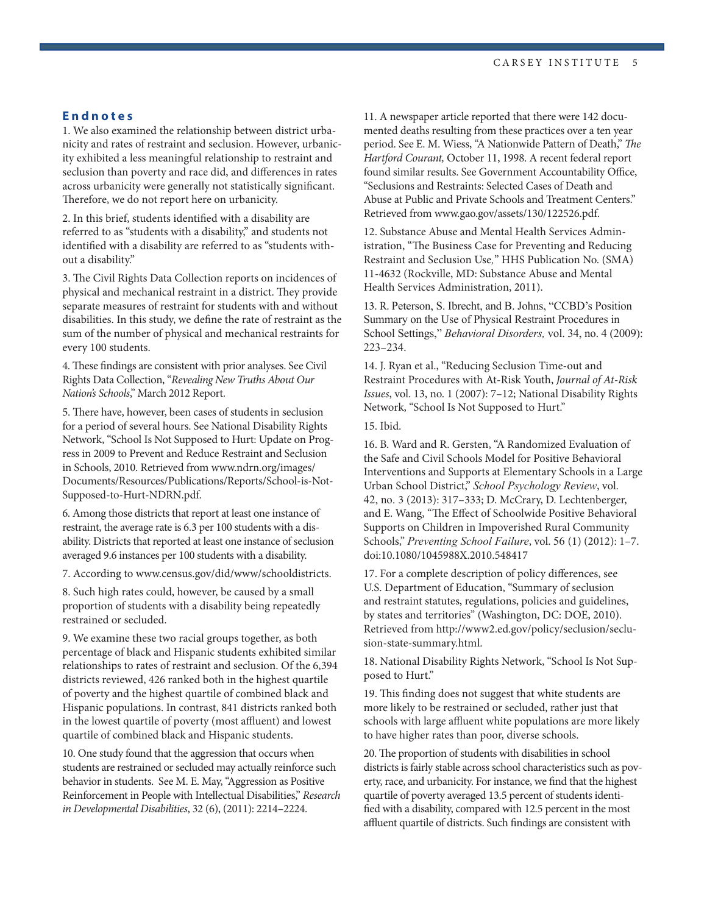## Endnotes

1. We also examined the relationship between district urbanicity and rates of restraint and seclusion. However, urbanicity exhibited a less meaningful relationship to restraint and seclusion than poverty and race did, and differences in rates across urbanicity were generally not statistically significant. Therefore, we do not report here on urbanicity.

2. In this brief, students identified with a disability are referred to as "students with a disability," and students not identified with a disability are referred to as "students without a disability."

3. The Civil Rights Data Collection reports on incidences of physical and mechanical restraint in a district. They provide separate measures of restraint for students with and without disabilities. In this study, we define the rate of restraint as the sum of the number of physical and mechanical restraints for every 100 students.

4. These findings are consistent with prior analyses. See Civil Rights Data Collection, "*Revealing New Truths About Our Nation's Schools*," March 2012 Report.

5. There have, however, been cases of students in seclusion for a period of several hours. See National Disability Rights Network, "School Is Not Supposed to Hurt: Update on Progress in 2009 to Prevent and Reduce Restraint and Seclusion in Schools, 2010. Retrieved from www.ndrn.org/images/Documents/Resources/Publications/Reports/School-is-Not-Supposed-to-Hurt-NDRN.pdf.

6. Among those districts that report at least one instance of restraint, the average rate is 6.3 per 100 students with a disability. Districts that reported at least one instance of seclusion averaged 9.6 instances per 100 students with a disability.

7. According to www.census.gov/did/www/schooldistricts.

8. Such high rates could, however, be caused by a small proportion of students with a disability being repeatedly restrained or secluded.

9. We examine these two racial groups together, as both percentage of black and Hispanic students exhibited similar relationships to rates of restraint and seclusion. Of the 6,394 districts reviewed, 426 ranked both in the highest quartile of poverty and the highest quartile of combined black and Hispanic populations. In contrast, 841 districts ranked both in the lowest quartile of poverty (most affluent) and lowest quartile of combined black and Hispanic students.

10. One study found that the aggression that occurs when students are restrained or secluded may actually reinforce such behavior in students. See M. E. May, "Aggression as Positive Reinforcement in People with Intellectual Disabilities," *Research in Developmental Disabilities*, 32 (6), (2011): 2214–2224.

11. A newspaper article reported that there were 142 documented deaths resulting from these practices over a ten year period. See E. M. Wiess, "A Nationwide Pattern of Death," *The Hartford Courant,* October 11, 1998. A recent federal report found similar results. See Government Accountability Office, "Seclusions and Restraints: Selected Cases of Death and Abuse at Public and Private Schools and Treatment Centers." Retrieved from www.gao.gov/assets/130/122526.pdf.

12. Substance Abuse and Mental Health Services Administration, "The Business Case for Preventing and Reducing Restraint and Seclusion Use*,*" HHS Publication No. (SMA) 11-4632 (Rockville, MD: Substance Abuse and Mental Health Services Administration, 2011).

13. R. Peterson, S. Ibrecht, and B. Johns, "CCBD's Position Summary on the Use of Physical Restraint Procedures in School Settings," *Behavioral Disorders,* vol. 34, no. 4 (2009): 223–234.

14. J. Ryan et al., "Reducing Seclusion Time-out and Restraint Procedures with At-Risk Youth, *Journal of At-Risk Issues*, vol. 13, no. 1 (2007): 7–12; National Disability Rights Network, "School Is Not Supposed to Hurt."

15. Ibid.

16. B. Ward and R. Gersten, "A Randomized Evaluation of the Safe and Civil Schools Model for Positive Behavioral Interventions and Supports at Elementary Schools in a Large Urban School District," *School Psychology Review*, vol. 42, no. 3 (2013): 317–333; D. McCrary, D. Lechtenberger, and E. Wang, "The Effect of Schoolwide Positive Behavioral Supports on Children in Impoverished Rural Community Schools," *Preventing School Failure*, vol. 56 (1) (2012): 1–7. doi:10.1080/1045988X.2010.548417

17. For a complete description of policy differences, see U.S. Department of Education, "Summary of seclusion and restraint statutes, regulations, policies and guidelines, by states and territories" (Washington, DC: DOE, 2010). Retrieved from http://www2.ed.gov/policy/seclusion/seclusion-state-summary.html.

18. National Disability Rights Network, "School Is Not Supposed to Hurt."

19. This finding does not suggest that white students are more likely to be restrained or secluded, rather just that schools with large affluent white populations are more likely to have higher rates than poor, diverse schools.

20. The proportion of students with disabilities in school districts is fairly stable across school characteristics such as poverty, race, and urbanicity. For instance, we find that the highest quartile of poverty averaged 13.5 percent of students identified with a disability, compared with 12.5 percent in the most affluent quartile of districts. Such findings are consistent with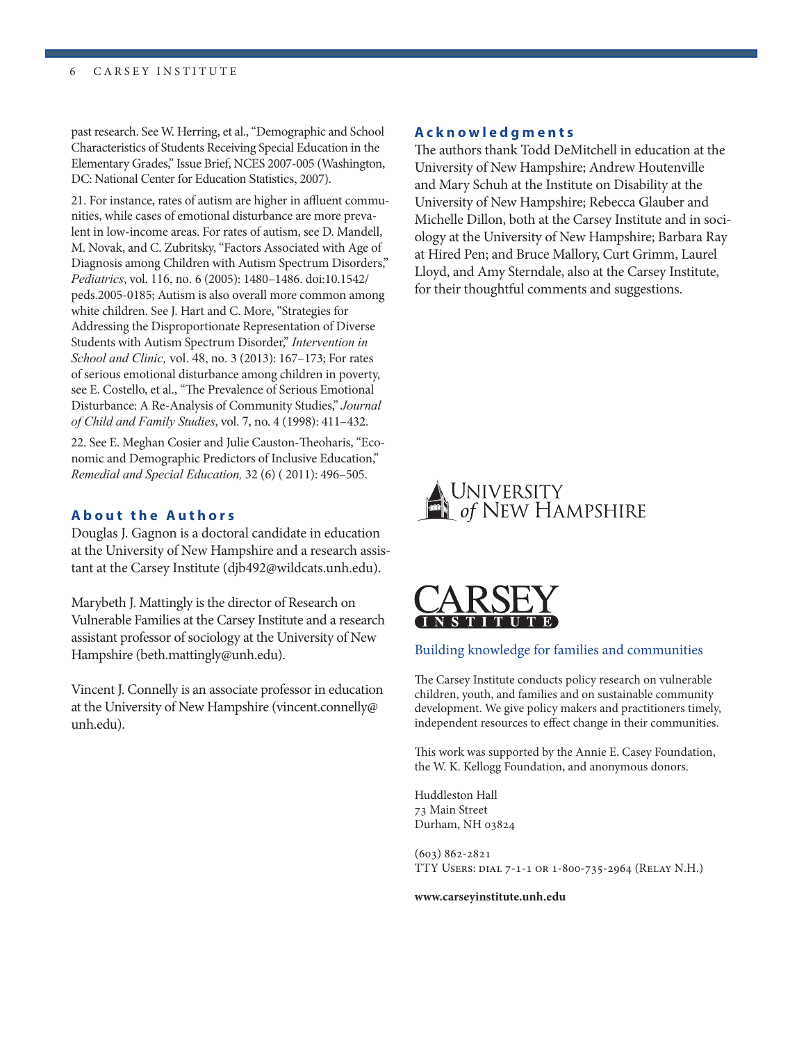past research. See W. Herring, et al., "Demographic and School Characteristics of Students Receiving Special Education in the Elementary Grades," Issue Brief, NCES 2007-005 (Washington, DC: National Center for Education Statistics, 2007).

21. For instance, rates of autism are higher in affluent communities, while cases of emotional disturbance are more prevalent in low-income areas. For rates of autism, see D. Mandell, M. Novak, and C. Zubritsky, "Factors Associated with Age of Diagnosis among Children with Autism Spectrum Disorders," *Pediatrics*, vol. 116, no. 6 (2005): 1480–1486. doi:10.1542/peds.2005-0185; Autism is also overall more common among white children. See J. Hart and C. More, "Strategies for Addressing the Disproportionate Representation of Diverse Students with Autism Spectrum Disorder," *Intervention in School and Clinic,* vol. 48, no. 3 (2013): 167–173; For rates of serious emotional disturbance among children in poverty, see E. Costello, et al., "The Prevalence of Serious Emotional Disturbance: A Re-Analysis of Community Studies," *Journal of Child and Family Studies*, vol. 7, no. 4 (1998): 411–432.

22. See E. Meghan Cosier and Julie Causton-Theoharis, "Economic and Demographic Predictors of Inclusive Education," *Remedial and Special Education,* 32 (6) ( 2011): 496–505.

## About the Authors

Douglas J. Gagnon is a doctoral candidate in education at the University of New Hampshire and a research assistant at the Carsey Institute (djb492@wildcats.unh.edu).

Marybeth J. Mattingly is the director of Research on Vulnerable Families at the Carsey Institute and a research assistant professor of sociology at the University of New Hampshire (beth.mattingly@unh.edu).

Vincent J. Connelly is an associate professor in education at the University of New Hampshire (vincent.connelly@unh.edu).

## Acknowledgments

The authors thank Todd DeMitchell in education at the University of New Hampshire; Andrew Houtenville and Mary Schuh at the Institute on Disability at the University of New Hampshire; Rebecca Glauber and Michelle Dillon, both at the Carsey Institute and in sociology at the University of New Hampshire; Barbara Ray at Hired Pen; and Bruce Mallory, Curt Grimm, Laurel Lloyd, and Amy Sterndale, also at the Carsey Institute, for their thoughtful comments and suggestions.

UNIVERSITY *of* NEW HAMPSHIRE

CARSEY INSTITUTE

Building knowledge for families and communities

The Carsey Institute conducts policy research on vulnerable children, youth, and families and on sustainable community development. We give policy makers and practitioners timely, independent resources to effect change in their communities.

This work was supported by the Annie E. Casey Foundation, the W. K. Kellogg Foundation, and anonymous donors.

Huddleston Hall
73 Main Street
Durham, NH 03824

(603) 862-2821
TTY Users: dial 7-1-1 or 1-800-735-2964 (Relay N.H.)

**www.carseyinstitute.unh.edu**